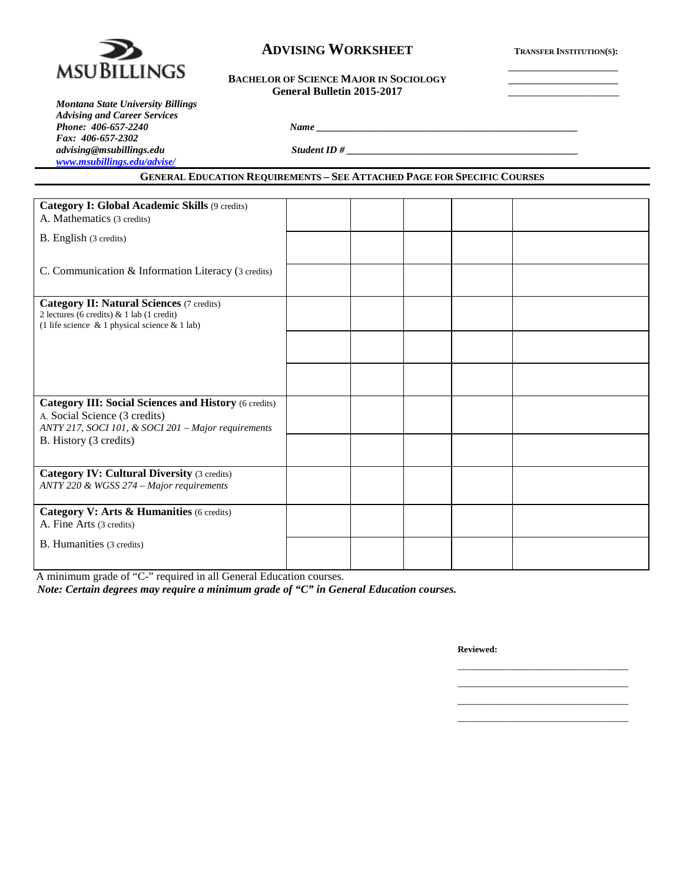# ADVISING WORKSHEET

**TRANSFER INSTITUTION(S):**

______________________

______________________

______________________

**BACHELOR OF SCIENCE MAJOR IN SOCIOLOGY**
**General Bulletin 2015-2017**

***Montana State University Billings***
***Advising and Career Services***
***Phone: 406-657-2240***
***Fax: 406-657-2302***
***advising@msubillings.edu***
***www.msubillings.edu/advise/***

***Name*** ____________________________________________________

***Student ID #*** _______________________________________________

## GENERAL EDUCATION REQUIREMENTS – SEE ATTACHED PAGE FOR SPECIFIC COURSES

| Requirement | | | | | |
|---|---|---|---|---|---|
| **Category I: Global Academic Skills** (9 credits)<br>A. Mathematics (3 credits) | | | | | |
| B. English (3 credits) | | | | | |
| C. Communication & Information Literacy (3 credits) | | | | | |
| **Category II: Natural Sciences** (7 credits)<br>2 lectures (6 credits) & 1 lab (1 credit)<br>(1 life science & 1 physical science & 1 lab) | | | | | |
| | | | | | |
| | | | | | |
| **Category III: Social Sciences and History** (6 credits)<br>A. Social Science (3 credits)<br>*ANTY 217, SOCI 101, & SOCI 201 – Major requirements* | | | | | |
| B. History (3 credits) | | | | | |
| **Category IV: Cultural Diversity** (3 credits)<br>*ANTY 220 & WGSS 274 – Major requirements* | | | | | |
| **Category V: Arts & Humanities** (6 credits)<br>A. Fine Arts (3 credits) | | | | | |
| B. Humanities (3 credits) | | | | | |

A minimum grade of "C-" required in all General Education courses.

***Note: Certain degrees may require a minimum grade of "C" in General Education courses.***

**Reviewed:**

______________________________

______________________________

______________________________

______________________________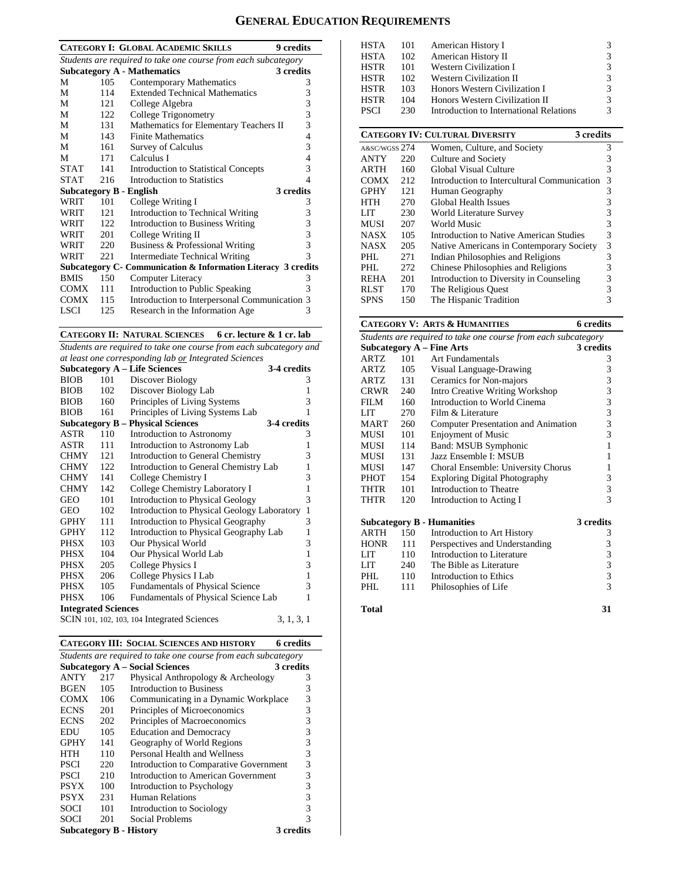# General Education Requirements

## Category I: Global Academic Skills — 9 credits

*Students are required to take one course from each subcategory*

### Subcategory A - Mathematics — 3 credits

| | | | |
|---|---|---|---|
| M | 105 | Contemporary Mathematics | 3 |
| M | 114 | Extended Technical Mathematics | 3 |
| M | 121 | College Algebra | 3 |
| M | 122 | College Trigonometry | 3 |
| M | 131 | Mathematics for Elementary Teachers II | 3 |
| M | 143 | Finite Mathematics | 4 |
| M | 161 | Survey of Calculus | 3 |
| M | 171 | Calculus I | 4 |
| STAT | 141 | Introduction to Statistical Concepts | 3 |
| STAT | 216 | Introduction to Statistics | 4 |

### Subcategory B - English — 3 credits

| | | | |
|---|---|---|---|
| WRIT | 101 | College Writing I | 3 |
| WRIT | 121 | Introduction to Technical Writing | 3 |
| WRIT | 122 | Introduction to Business Writing | 3 |
| WRIT | 201 | College Writing II | 3 |
| WRIT | 220 | Business & Professional Writing | 3 |
| WRIT | 221 | Intermediate Technical Writing | 3 |

### Subcategory C- Communication & Information Literacy — 3 credits

| | | | |
|---|---|---|---|
| BMIS | 150 | Computer Literacy | 3 |
| COMX | 111 | Introduction to Public Speaking | 3 |
| COMX | 115 | Introduction to Interpersonal Communication | 3 |
| LSCI | 125 | Research in the Information Age | 3 |

## Category II: Natural Sciences — 6 cr. lecture & 1 cr. lab

*Students are required to take one course from each subcategory and at least one corresponding lab or Integrated Sciences*

### Subcategory A – Life Sciences — 3-4 credits

| | | | |
|---|---|---|---|
| BIOB | 101 | Discover Biology | 3 |
| BIOB | 102 | Discover Biology Lab | 1 |
| BIOB | 160 | Principles of Living Systems | 3 |
| BIOB | 161 | Principles of Living Systems Lab | 1 |

### Subcategory B – Physical Sciences — 3-4 credits

| | | | |
|---|---|---|---|
| ASTR | 110 | Introduction to Astronomy | 3 |
| ASTR | 111 | Introduction to Astronomy Lab | 1 |
| CHMY | 121 | Introduction to General Chemistry | 3 |
| CHMY | 122 | Introduction to General Chemistry Lab | 1 |
| CHMY | 141 | College Chemistry I | 3 |
| CHMY | 142 | College Chemistry Laboratory I | 1 |
| GEO | 101 | Introduction to Physical Geology | 3 |
| GEO | 102 | Introduction to Physical Geology Laboratory | 1 |
| GPHY | 111 | Introduction to Physical Geography | 3 |
| GPHY | 112 | Introduction to Physical Geography Lab | 1 |
| PHSX | 103 | Our Physical World | 3 |
| PHSX | 104 | Our Physical World Lab | 1 |
| PHSX | 205 | College Physics I | 3 |
| PHSX | 206 | College Physics I Lab | 1 |
| PHSX | 105 | Fundamentals of Physical Science | 3 |
| PHSX | 106 | Fundamentals of Physical Science Lab | 1 |

### Integrated Sciences

SCIN 101, 102, 103, 104 Integrated Sciences — 3, 1, 3, 1

## Category III: Social Sciences and History — 6 credits

*Students are required to take one course from each subcategory*

### Subcategory A – Social Sciences — 3 credits

| | | | |
|---|---|---|---|
| ANTY | 217 | Physical Anthropology & Archeology | 3 |
| BGEN | 105 | Introduction to Business | 3 |
| COMX | 106 | Communicating in a Dynamic Workplace | 3 |
| ECNS | 201 | Principles of Microeconomics | 3 |
| ECNS | 202 | Principles of Macroeconomics | 3 |
| EDU | 105 | Education and Democracy | 3 |
| GPHY | 141 | Geography of World Regions | 3 |
| HTH | 110 | Personal Health and Wellness | 3 |
| PSCI | 220 | Introduction to Comparative Government | 3 |
| PSCI | 210 | Introduction to American Government | 3 |
| PSYX | 100 | Introduction to Psychology | 3 |
| PSYX | 231 | Human Relations | 3 |
| SOCI | 101 | Introduction to Sociology | 3 |
| SOCI | 201 | Social Problems | 3 |

### Subcategory B - History — 3 credits

| | | | |
|---|---|---|---|
| HSTA | 101 | American History I | 3 |
| HSTA | 102 | American History II | 3 |
| HSTR | 101 | Western Civilization I | 3 |
| HSTR | 102 | Western Civilization II | 3 |
| HSTR | 103 | Honors Western Civilization I | 3 |
| HSTR | 104 | Honors Western Civilization II | 3 |
| PSCI | 230 | Introduction to International Relations | 3 |

## Category IV: Cultural Diversity — 3 credits

| | | | |
|---|---|---|---|
| A&SC/WGSS | 274 | Women, Culture, and Society | 3 |
| ANTY | 220 | Culture and Society | 3 |
| ARTH | 160 | Global Visual Culture | 3 |
| COMX | 212 | Introduction to Intercultural Communication | 3 |
| GPHY | 121 | Human Geography | 3 |
| HTH | 270 | Global Health Issues | 3 |
| LIT | 230 | World Literature Survey | 3 |
| MUSI | 207 | World Music | 3 |
| NASX | 105 | Introduction to Native American Studies | 3 |
| NASX | 205 | Native Americans in Contemporary Society | 3 |
| PHL | 271 | Indian Philosophies and Religions | 3 |
| PHL | 272 | Chinese Philosophies and Religions | 3 |
| REHA | 201 | Introduction to Diversity in Counseling | 3 |
| RLST | 170 | The Religious Quest | 3 |
| SPNS | 150 | The Hispanic Tradition | 3 |

## Category V: Arts & Humanities — 6 credits

*Students are required to take one course from each subcategory*

### Subcategory A – Fine Arts — 3 credits

| | | | |
|---|---|---|---|
| ARTZ | 101 | Art Fundamentals | 3 |
| ARTZ | 105 | Visual Language-Drawing | 3 |
| ARTZ | 131 | Ceramics for Non-majors | 3 |
| CRWR | 240 | Intro Creative Writing Workshop | 3 |
| FILM | 160 | Introduction to World Cinema | 3 |
| LIT | 270 | Film & Literature | 3 |
| MART | 260 | Computer Presentation and Animation | 3 |
| MUSI | 101 | Enjoyment of Music | 3 |
| MUSI | 114 | Band: MSUB Symphonic | 1 |
| MUSI | 131 | Jazz Ensemble I: MSUB | 1 |
| MUSI | 147 | Choral Ensemble: University Chorus | 1 |
| PHOT | 154 | Exploring Digital Photography | 3 |
| THTR | 101 | Introduction to Theatre | 3 |
| THTR | 120 | Introduction to Acting I | 3 |

### Subcategory B - Humanities — 3 credits

| | | | |
|---|---|---|---|
| ARTH | 150 | Introduction to Art History | 3 |
| HONR | 111 | Perspectives and Understanding | 3 |
| LIT | 110 | Introduction to Literature | 3 |
| LIT | 240 | The Bible as Literature | 3 |
| PHL | 110 | Introduction to Ethics | 3 |
| PHL | 111 | Philosophies of Life | 3 |

**Total — 31**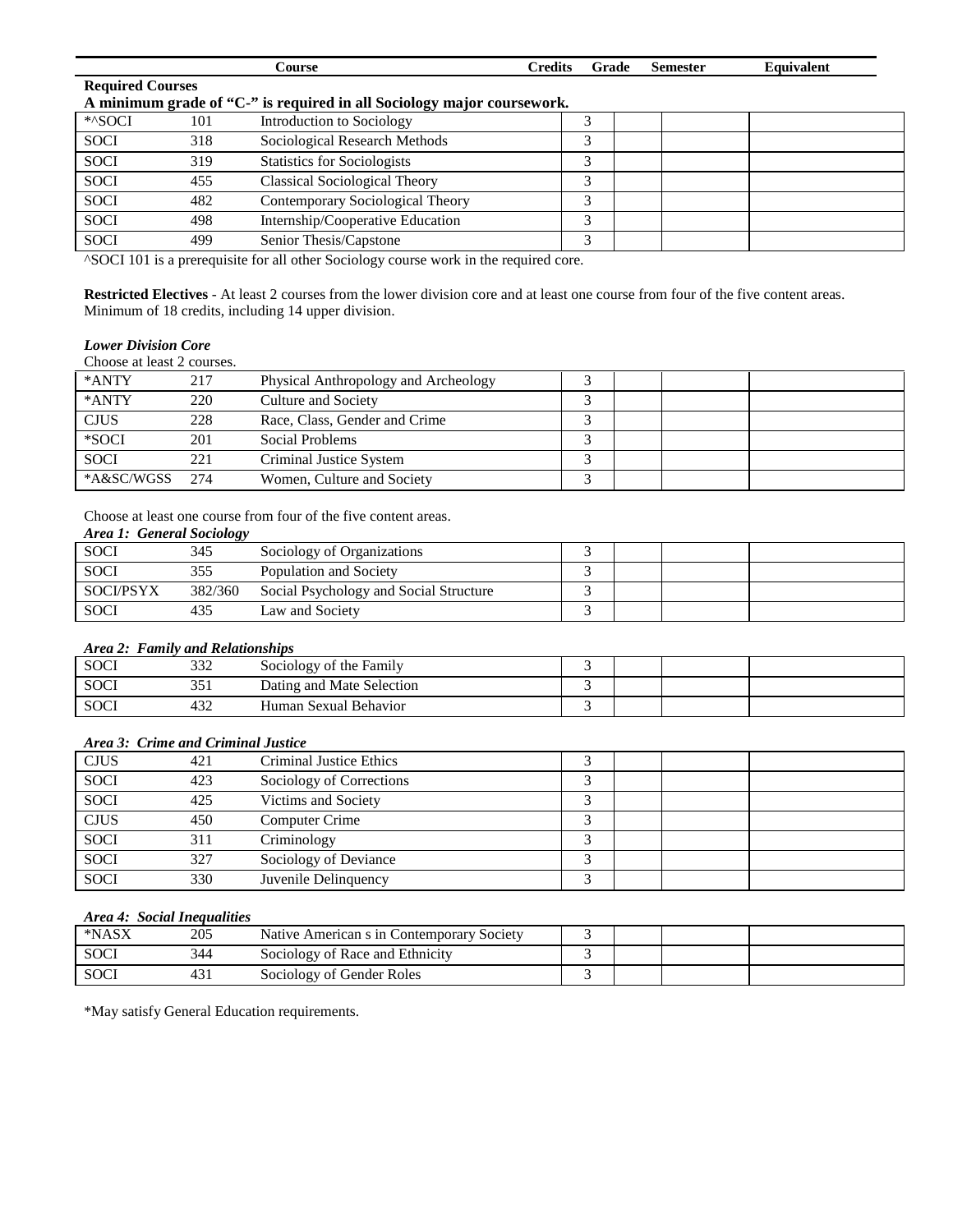| | | Course | Credits | Grade | Semester | Equivalent |
|---|---|---|---|---|---|---|

**Required Courses**

**A minimum grade of "C-" is required in all Sociology major coursework.**

| | | | Credits | Grade | Semester | Equivalent |
|---|---|---|---|---|---|---|
| *^SOCI | 101 | Introduction to Sociology | 3 | | | |
| SOCI | 318 | Sociological Research Methods | 3 | | | |
| SOCI | 319 | Statistics for Sociologists | 3 | | | |
| SOCI | 455 | Classical Sociological Theory | 3 | | | |
| SOCI | 482 | Contemporary Sociological Theory | 3 | | | |
| SOCI | 498 | Internship/Cooperative Education | 3 | | | |
| SOCI | 499 | Senior Thesis/Capstone | 3 | | | |

^SOCI 101 is a prerequisite for all other Sociology course work in the required core.

**Restricted Electives** - At least 2 courses from the lower division core and at least one course from four of the five content areas. Minimum of 18 credits, including 14 upper division.

***Lower Division Core***

Choose at least 2 courses.

| | | | Credits | Grade | Semester | Equivalent |
|---|---|---|---|---|---|---|
| *ANTY | 217 | Physical Anthropology and Archeology | 3 | | | |
| *ANTY | 220 | Culture and Society | 3 | | | |
| CJUS | 228 | Race, Class, Gender and Crime | 3 | | | |
| *SOCI | 201 | Social Problems | 3 | | | |
| SOCI | 221 | Criminal Justice System | 3 | | | |
| *A&SC/WGSS | 274 | Women, Culture and Society | 3 | | | |

Choose at least one course from four of the five content areas.

***Area 1: General Sociology***

| | | | Credits | Grade | Semester | Equivalent |
|---|---|---|---|---|---|---|
| SOCI | 345 | Sociology of Organizations | 3 | | | |
| SOCI | 355 | Population and Society | 3 | | | |
| SOCI/PSYX | 382/360 | Social Psychology and Social Structure | 3 | | | |
| SOCI | 435 | Law and Society | 3 | | | |

***Area 2: Family and Relationships***

| | | | Credits | Grade | Semester | Equivalent |
|---|---|---|---|---|---|---|
| SOCI | 332 | Sociology of the Family | 3 | | | |
| SOCI | 351 | Dating and Mate Selection | 3 | | | |
| SOCI | 432 | Human Sexual Behavior | 3 | | | |

***Area 3: Crime and Criminal Justice***

| | | | Credits | Grade | Semester | Equivalent |
|---|---|---|---|---|---|---|
| CJUS | 421 | Criminal Justice Ethics | 3 | | | |
| SOCI | 423 | Sociology of Corrections | 3 | | | |
| SOCI | 425 | Victims and Society | 3 | | | |
| CJUS | 450 | Computer Crime | 3 | | | |
| SOCI | 311 | Criminology | 3 | | | |
| SOCI | 327 | Sociology of Deviance | 3 | | | |
| SOCI | 330 | Juvenile Delinquency | 3 | | | |

***Area 4: Social Inequalities***

| | | | Credits | Grade | Semester | Equivalent |
|---|---|---|---|---|---|---|
| *NASX | 205 | Native American s in Contemporary Society | 3 | | | |
| SOCI | 344 | Sociology of Race and Ethnicity | 3 | | | |
| SOCI | 431 | Sociology of Gender Roles | 3 | | | |

*May satisfy General Education requirements.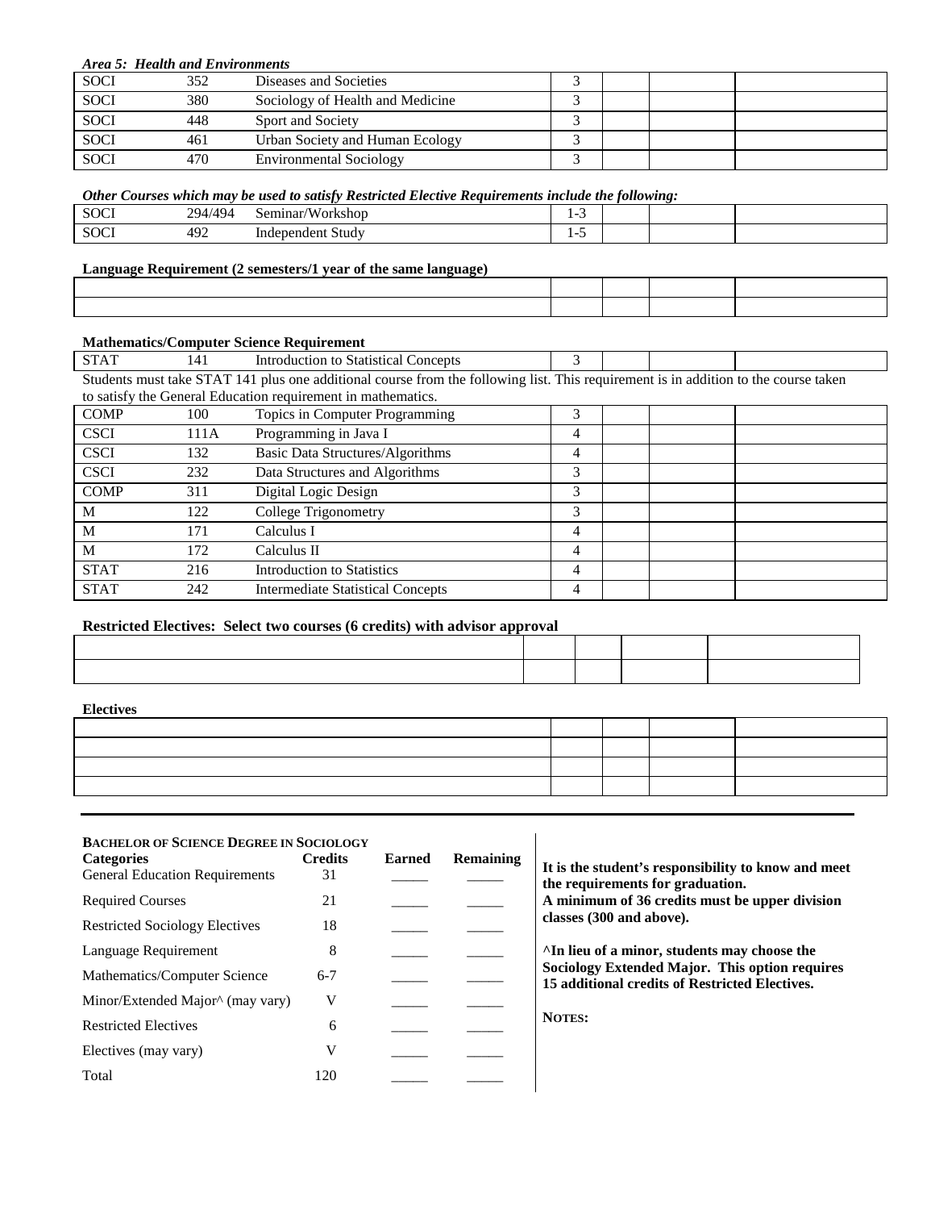***Area 5: Health and Environments***

| | | | | | | |
|---|---|---|---|---|---|---|
| SOCI | 352 | Diseases and Societies | 3 | | | |
| SOCI | 380 | Sociology of Health and Medicine | 3 | | | |
| SOCI | 448 | Sport and Society | 3 | | | |
| SOCI | 461 | Urban Society and Human Ecology | 3 | | | |
| SOCI | 470 | Environmental Sociology | 3 | | | |

***Other Courses which may be used to satisfy Restricted Elective Requirements include the following:***

| | | | | | | |
|---|---|---|---|---|---|---|
| SOCI | 294/494 | Seminar/Workshop | 1-3 | | | |
| SOCI | 492 | Independent Study | 1-5 | | | |

**Language Requirement (2 semesters/1 year of the same language)**

| | | | | |
|---|---|---|---|---|
| | | | | |
| | | | | |

**Mathematics/Computer Science Requirement**

| | | | | | | |
|---|---|---|---|---|---|---|
| STAT | 141 | Introduction to Statistical Concepts | 3 | | | |

Students must take STAT 141 plus one additional course from the following list. This requirement is in addition to the course taken to satisfy the General Education requirement in mathematics.

| | | | | | | |
|---|---|---|---|---|---|---|
| COMP | 100 | Topics in Computer Programming | 3 | | | |
| CSCI | 111A | Programming in Java I | 4 | | | |
| CSCI | 132 | Basic Data Structures/Algorithms | 4 | | | |
| CSCI | 232 | Data Structures and Algorithms | 3 | | | |
| COMP | 311 | Digital Logic Design | 3 | | | |
| M | 122 | College Trigonometry | 3 | | | |
| M | 171 | Calculus I | 4 | | | |
| M | 172 | Calculus II | 4 | | | |
| STAT | 216 | Introduction to Statistics | 4 | | | |
| STAT | 242 | Intermediate Statistical Concepts | 4 | | | |

**Restricted Electives: Select two courses (6 credits) with advisor approval**

| | | | | |
|---|---|---|---|---|
| | | | | |
| | | | | |

**Electives**

| | | | | |
|---|---|---|---|---|
| | | | | |
| | | | | |
| | | | | |
| | | | | |

**BACHELOR OF SCIENCE DEGREE IN SOCIOLOGY**

| **Categories** | **Credits** | **Earned** | **Remaining** |
|---|---|---|---|
| General Education Requirements | 31 | _____ | _____ |
| Required Courses | 21 | _____ | _____ |
| Restricted Sociology Electives | 18 | _____ | _____ |
| Language Requirement | 8 | _____ | _____ |
| Mathematics/Computer Science | 6-7 | _____ | _____ |
| Minor/Extended Major^ (may vary) | V | _____ | _____ |
| Restricted Electives | 6 | _____ | _____ |
| Electives (may vary) | V | _____ | _____ |
| Total | 120 | _____ | _____ |

**It is the student's responsibility to know and meet the requirements for graduation.**
**A minimum of 36 credits must be upper division classes (300 and above).**

**^In lieu of a minor, students may choose the Sociology Extended Major. This option requires 15 additional credits of Restricted Electives.**

**NOTES:**